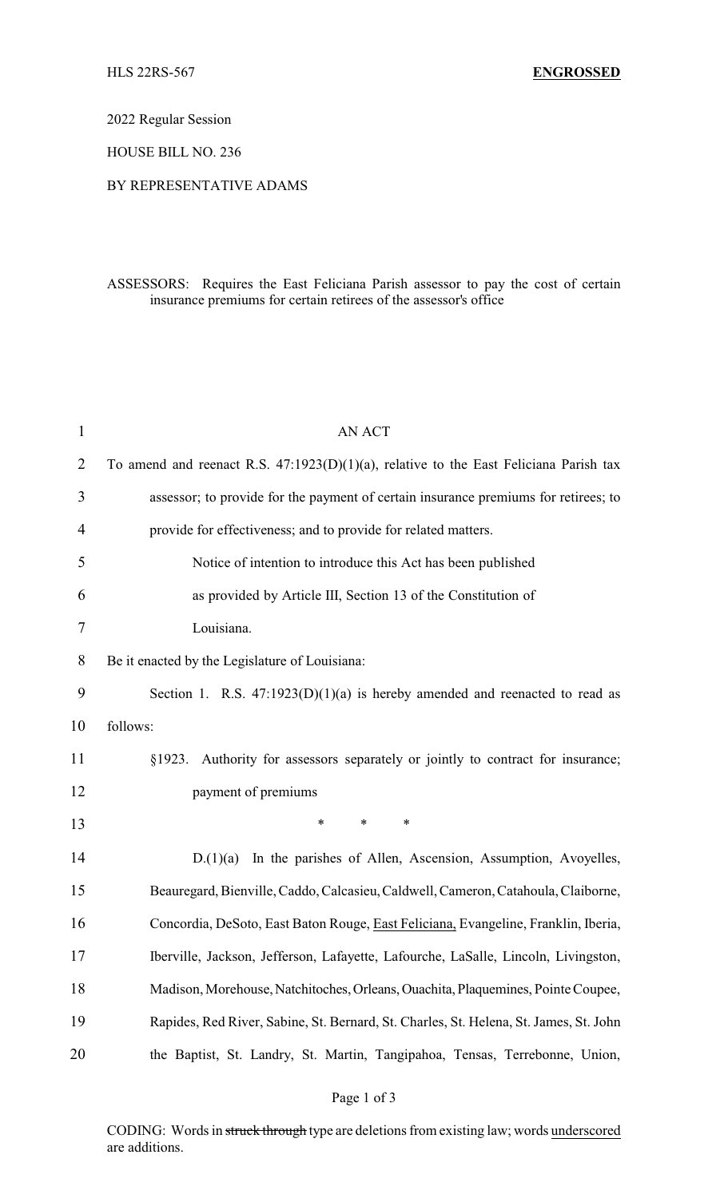HLS 22RS-567 **ENGROSSED**

2022 Regular Session

HOUSE BILL NO. 236

BY REPRESENTATIVE ADAMS

ASSESSORS: Requires the East Feliciana Parish assessor to pay the cost of certain insurance premiums for certain retirees of the assessor's office

AN ACT

To amend and reenact R.S. 47:1923(D)(1)(a), relative to the East Feliciana Parish tax assessor; to provide for the payment of certain insurance premiums for retirees; to provide for effectiveness; and to provide for related matters.

Notice of intention to introduce this Act has been published as provided by Article III, Section 13 of the Constitution of Louisiana.

Be it enacted by the Legislature of Louisiana:

Section 1. R.S. 47:1923(D)(1)(a) is hereby amended and reenacted to read as follows:

§1923. Authority for assessors separately or jointly to contract for insurance; payment of premiums

\* \* \*

D.(1)(a) In the parishes of Allen, Ascension, Assumption, Avoyelles, Beauregard, Bienville, Caddo, Calcasieu, Caldwell, Cameron, Catahoula, Claiborne, Concordia, DeSoto, East Baton Rouge, <u>East Feliciana,</u> Evangeline, Franklin, Iberia, Iberville, Jackson, Jefferson, Lafayette, Lafourche, LaSalle, Lincoln, Livingston, Madison, Morehouse, Natchitoches, Orleans, Ouachita, Plaquemines, Pointe Coupee, Rapides, Red River, Sabine, St. Bernard, St. Charles, St. Helena, St. James, St. John the Baptist, St. Landry, St. Martin, Tangipahoa, Tensas, Terrebonne, Union,

CODING: Words in ~~struck through~~ type are deletions from existing law; words <u>underscored</u> are additions.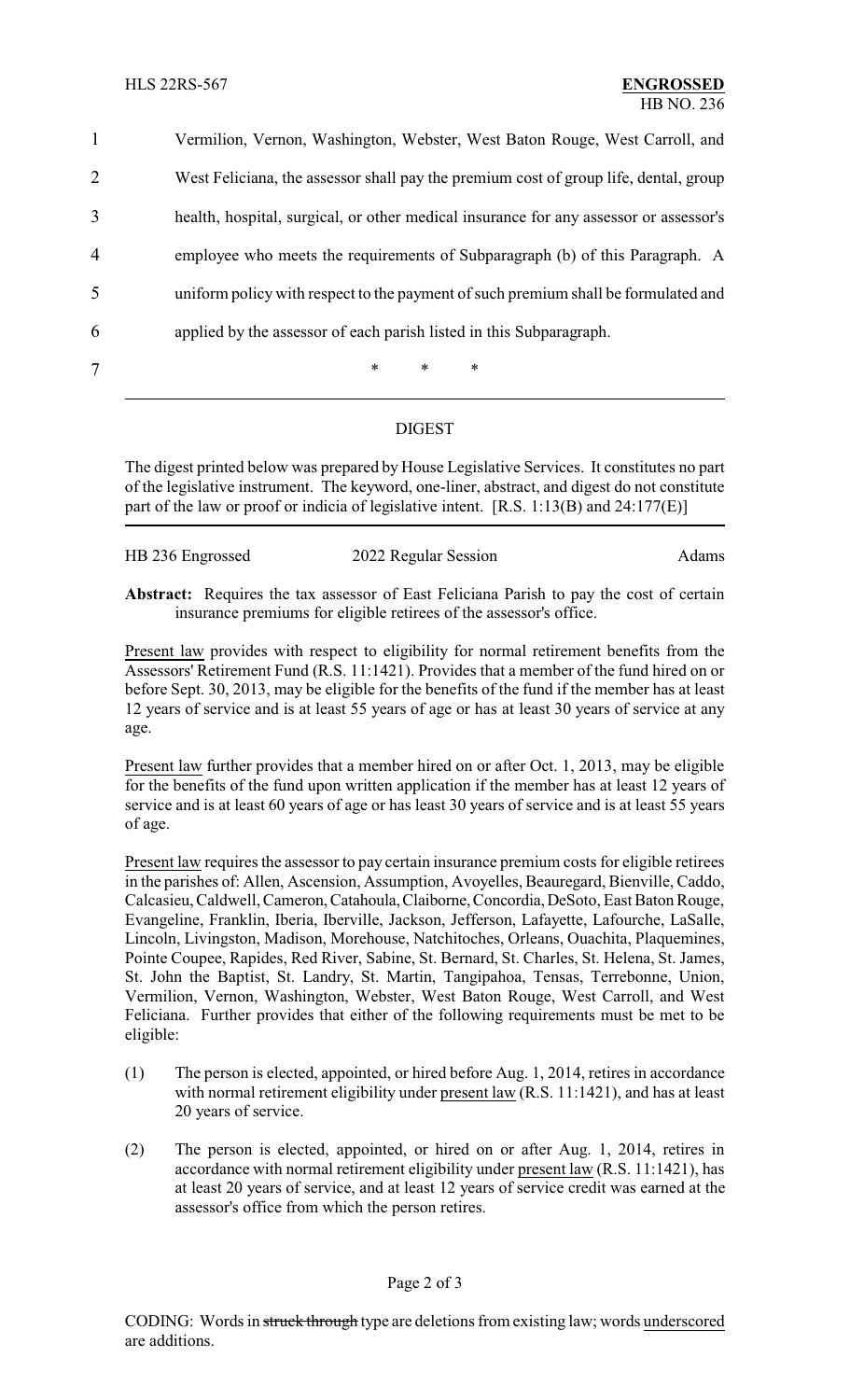Vermilion, Vernon, Washington, Webster, West Baton Rouge, West Carroll, and West Feliciana, the assessor shall pay the premium cost of group life, dental, group health, hospital, surgical, or other medical insurance for any assessor or assessor's employee who meets the requirements of Subparagraph (b) of this Paragraph. A uniform policy with respect to the payment of such premium shall be formulated and applied by the assessor of each parish listed in this Subparagraph.

\* \* \*

## DIGEST

The digest printed below was prepared by House Legislative Services. It constitutes no part of the legislative instrument. The keyword, one-liner, abstract, and digest do not constitute part of the law or proof or indicia of legislative intent. [R.S. 1:13(B) and 24:177(E)]

HB 236 Engrossed 2022 Regular Session Adams

**Abstract:** Requires the tax assessor of East Feliciana Parish to pay the cost of certain insurance premiums for eligible retirees of the assessor's office.

Present law provides with respect to eligibility for normal retirement benefits from the Assessors' Retirement Fund (R.S. 11:1421). Provides that a member of the fund hired on or before Sept. 30, 2013, may be eligible for the benefits of the fund if the member has at least 12 years of service and is at least 55 years of age or has at least 30 years of service at any age.

Present law further provides that a member hired on or after Oct. 1, 2013, may be eligible for the benefits of the fund upon written application if the member has at least 12 years of service and is at least 60 years of age or has least 30 years of service and is at least 55 years of age.

Present law requires the assessor to pay certain insurance premium costs for eligible retirees in the parishes of: Allen, Ascension, Assumption, Avoyelles, Beauregard, Bienville, Caddo, Calcasieu, Caldwell, Cameron, Catahoula, Claiborne, Concordia, DeSoto, East Baton Rouge, Evangeline, Franklin, Iberia, Iberville, Jackson, Jefferson, Lafayette, Lafourche, LaSalle, Lincoln, Livingston, Madison, Morehouse, Natchitoches, Orleans, Ouachita, Plaquemines, Pointe Coupee, Rapides, Red River, Sabine, St. Bernard, St. Charles, St. Helena, St. James, St. John the Baptist, St. Landry, St. Martin, Tangipahoa, Tensas, Terrebonne, Union, Vermilion, Vernon, Washington, Webster, West Baton Rouge, West Carroll, and West Feliciana. Further provides that either of the following requirements must be met to be eligible:

(1) The person is elected, appointed, or hired before Aug. 1, 2014, retires in accordance with normal retirement eligibility under present law (R.S. 11:1421), and has at least 20 years of service.

(2) The person is elected, appointed, or hired on or after Aug. 1, 2014, retires in accordance with normal retirement eligibility under present law (R.S. 11:1421), has at least 20 years of service, and at least 12 years of service credit was earned at the assessor's office from which the person retires.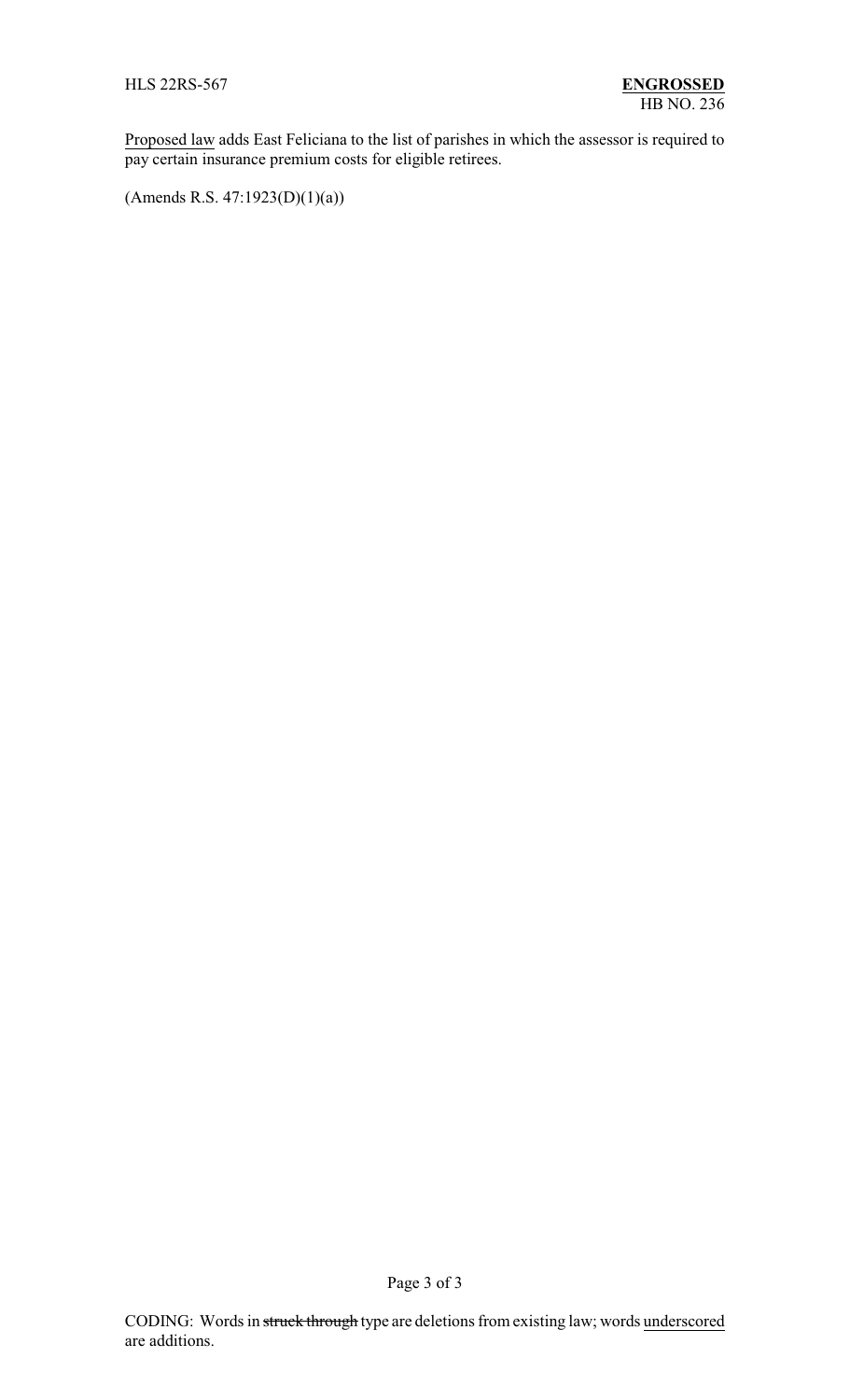Proposed law adds East Feliciana to the list of parishes in which the assessor is required to pay certain insurance premium costs for eligible retirees.

(Amends R.S. 47:1923(D)(1)(a))

CODING: Words in ~~struck through~~ type are deletions from existing law; words underscored are additions.